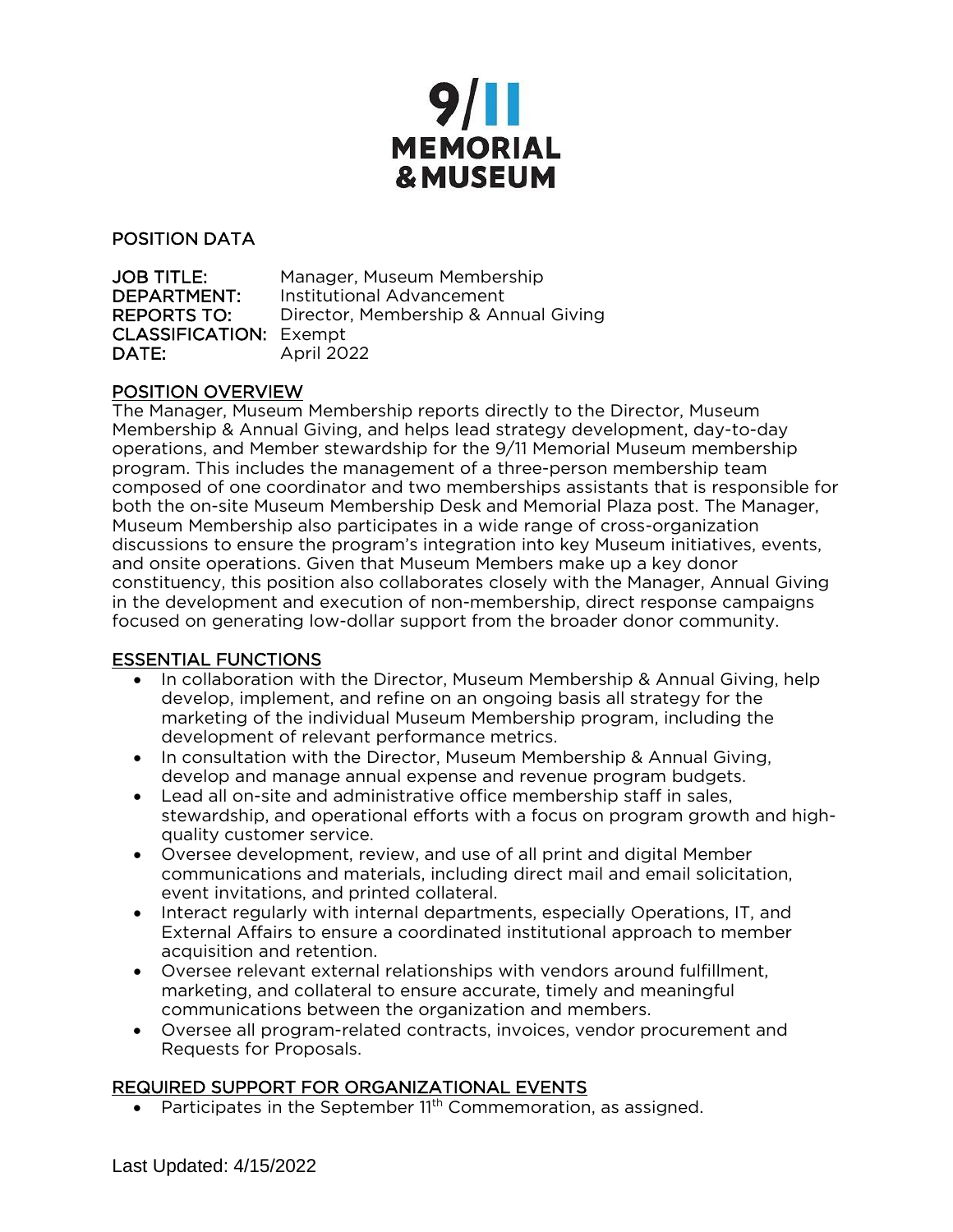# 9/11 MEMORIAL & MUSEUM

## POSITION DATA

**JOB TITLE:** Manager, Museum Membership
**DEPARTMENT:** Institutional Advancement
**REPORTS TO:** Director, Membership & Annual Giving
**CLASSIFICATION:** Exempt
**DATE:** April 2022

## POSITION OVERVIEW

The Manager, Museum Membership reports directly to the Director, Museum Membership & Annual Giving, and helps lead strategy development, day-to-day operations, and Member stewardship for the 9/11 Memorial Museum membership program. This includes the management of a three-person membership team composed of one coordinator and two memberships assistants that is responsible for both the on-site Museum Membership Desk and Memorial Plaza post. The Manager, Museum Membership also participates in a wide range of cross-organization discussions to ensure the program's integration into key Museum initiatives, events, and onsite operations. Given that Museum Members make up a key donor constituency, this position also collaborates closely with the Manager, Annual Giving in the development and execution of non-membership, direct response campaigns focused on generating low-dollar support from the broader donor community.

## ESSENTIAL FUNCTIONS

- In collaboration with the Director, Museum Membership & Annual Giving, help develop, implement, and refine on an ongoing basis all strategy for the marketing of the individual Museum Membership program, including the development of relevant performance metrics.
- In consultation with the Director, Museum Membership & Annual Giving, develop and manage annual expense and revenue program budgets.
- Lead all on-site and administrative office membership staff in sales, stewardship, and operational efforts with a focus on program growth and high-quality customer service.
- Oversee development, review, and use of all print and digital Member communications and materials, including direct mail and email solicitation, event invitations, and printed collateral.
- Interact regularly with internal departments, especially Operations, IT, and External Affairs to ensure a coordinated institutional approach to member acquisition and retention.
- Oversee relevant external relationships with vendors around fulfillment, marketing, and collateral to ensure accurate, timely and meaningful communications between the organization and members.
- Oversee all program-related contracts, invoices, vendor procurement and Requests for Proposals.

## REQUIRED SUPPORT FOR ORGANIZATIONAL EVENTS

- Participates in the September 11th Commemoration, as assigned.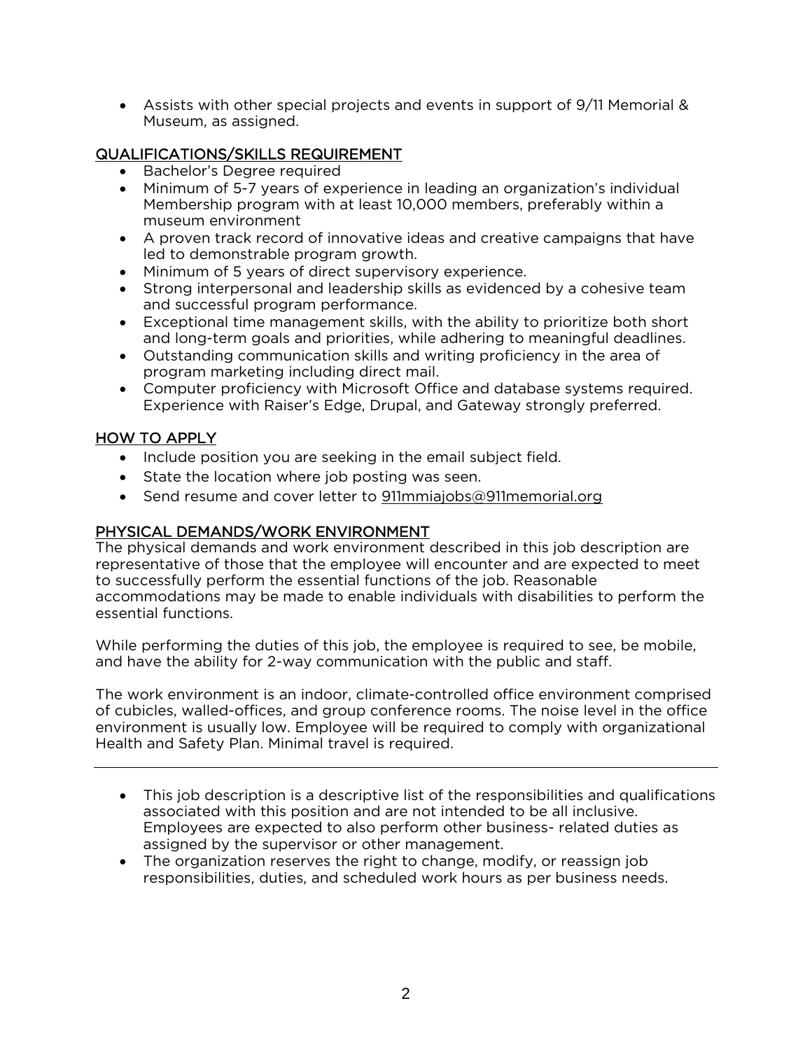- Assists with other special projects and events in support of 9/11 Memorial & Museum, as assigned.

## QUALIFICATIONS/SKILLS REQUIREMENT

- Bachelor's Degree required
- Minimum of 5-7 years of experience in leading an organization's individual Membership program with at least 10,000 members, preferably within a museum environment
- A proven track record of innovative ideas and creative campaigns that have led to demonstrable program growth.
- Minimum of 5 years of direct supervisory experience.
- Strong interpersonal and leadership skills as evidenced by a cohesive team and successful program performance.
- Exceptional time management skills, with the ability to prioritize both short and long-term goals and priorities, while adhering to meaningful deadlines.
- Outstanding communication skills and writing proficiency in the area of program marketing including direct mail.
- Computer proficiency with Microsoft Office and database systems required. Experience with Raiser's Edge, Drupal, and Gateway strongly preferred.

## HOW TO APPLY

- Include position you are seeking in the email subject field.
- State the location where job posting was seen.
- Send resume and cover letter to 911mmiajobs@911memorial.org

## PHYSICAL DEMANDS/WORK ENVIRONMENT

The physical demands and work environment described in this job description are representative of those that the employee will encounter and are expected to meet to successfully perform the essential functions of the job. Reasonable accommodations may be made to enable individuals with disabilities to perform the essential functions.

While performing the duties of this job, the employee is required to see, be mobile, and have the ability for 2-way communication with the public and staff.

The work environment is an indoor, climate-controlled office environment comprised of cubicles, walled-offices, and group conference rooms. The noise level in the office environment is usually low. Employee will be required to comply with organizational Health and Safety Plan. Minimal travel is required.

---

- This job description is a descriptive list of the responsibilities and qualifications associated with this position and are not intended to be all inclusive. Employees are expected to also perform other business- related duties as assigned by the supervisor or other management.
- The organization reserves the right to change, modify, or reassign job responsibilities, duties, and scheduled work hours as per business needs.